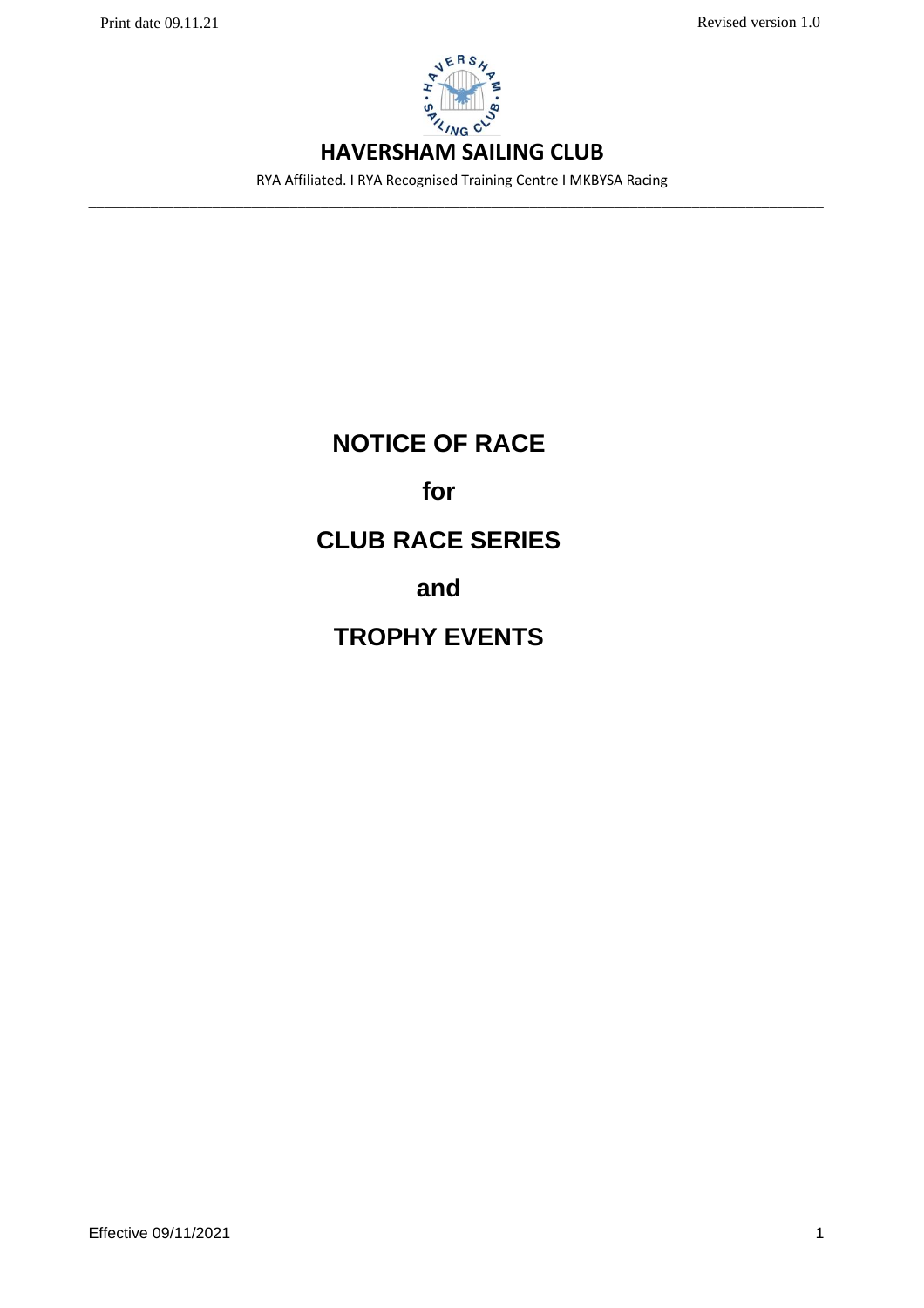# HAVERSHAM SAILING CLUB

RYA Affiliated. I RYA Recognised Training Centre I MKBYSA Racing

---

# NOTICE OF RACE

## for

## CLUB RACE SERIES

## and

## TROPHY EVENTS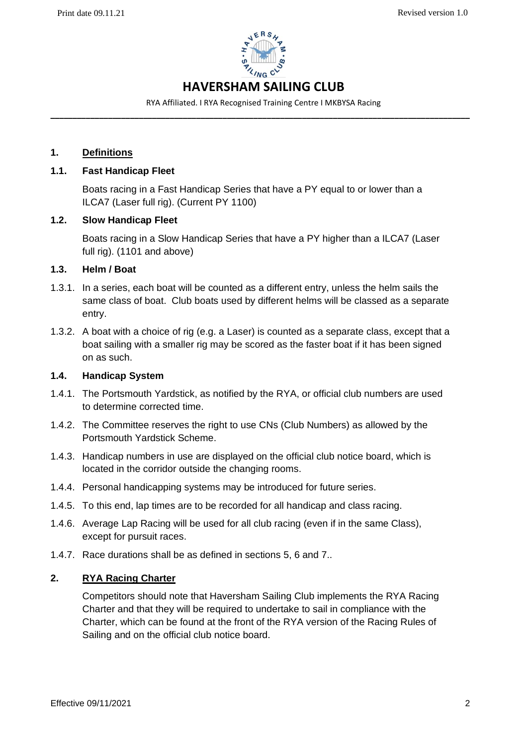# HAVERSHAM SAILING CLUB

RYA Affiliated. I RYA Recognised Training Centre I MKBYSA Racing

## 1. Definitions

### 1.1. Fast Handicap Fleet

Boats racing in a Fast Handicap Series that have a PY equal to or lower than a ILCA7 (Laser full rig). (Current PY 1100)

### 1.2. Slow Handicap Fleet

Boats racing in a Slow Handicap Series that have a PY higher than a ILCA7 (Laser full rig). (1101 and above)

### 1.3. Helm / Boat

1.3.1. In a series, each boat will be counted as a different entry, unless the helm sails the same class of boat. Club boats used by different helms will be classed as a separate entry.

1.3.2. A boat with a choice of rig (e.g. a Laser) is counted as a separate class, except that a boat sailing with a smaller rig may be scored as the faster boat if it has been signed on as such.

### 1.4. Handicap System

1.4.1. The Portsmouth Yardstick, as notified by the RYA, or official club numbers are used to determine corrected time.

1.4.2. The Committee reserves the right to use CNs (Club Numbers) as allowed by the Portsmouth Yardstick Scheme.

1.4.3. Handicap numbers in use are displayed on the official club notice board, which is located in the corridor outside the changing rooms.

1.4.4. Personal handicapping systems may be introduced for future series.

1.4.5. To this end, lap times are to be recorded for all handicap and class racing.

1.4.6. Average Lap Racing will be used for all club racing (even if in the same Class), except for pursuit races.

1.4.7. Race durations shall be as defined in sections 5, 6 and 7..

## 2. RYA Racing Charter

Competitors should note that Haversham Sailing Club implements the RYA Racing Charter and that they will be required to undertake to sail in compliance with the Charter, which can be found at the front of the RYA version of the Racing Rules of Sailing and on the official club notice board.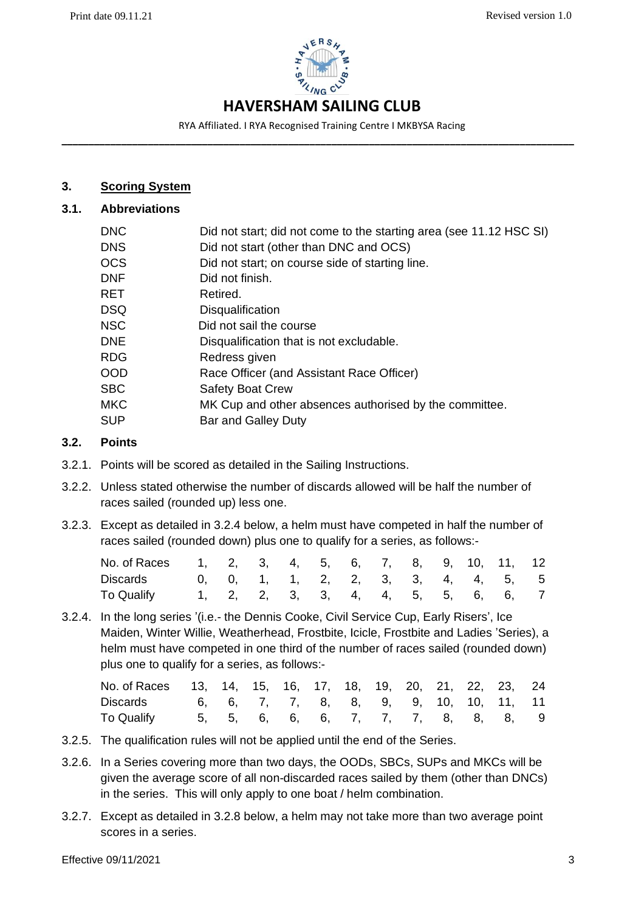# HAVERSHAM SAILING CLUB

RYA Affiliated. I RYA Recognised Training Centre I MKBYSA Racing

## 3. Scoring System

### 3.1. Abbreviations

| | |
|---|---|
| DNC | Did not start; did not come to the starting area (see 11.12 HSC SI) |
| DNS | Did not start (other than DNC and OCS) |
| OCS | Did not start; on course side of starting line. |
| DNF | Did not finish. |
| RET | Retired. |
| DSQ | Disqualification |
| NSC | Did not sail the course |
| DNE | Disqualification that is not excludable. |
| RDG | Redress given |
| OOD | Race Officer (and Assistant Race Officer) |
| SBC | Safety Boat Crew |
| MKC | MK Cup and other absences authorised by the committee. |
| SUP | Bar and Galley Duty |

### 3.2. Points

3.2.1. Points will be scored as detailed in the Sailing Instructions.

3.2.2. Unless stated otherwise the number of discards allowed will be half the number of races sailed (rounded up) less one.

3.2.3. Except as detailed in 3.2.4 below, a helm must have competed in half the number of races sailed (rounded down) plus one to qualify for a series, as follows:-

| No. of Races | 1 | 2 | 3 | 4 | 5 | 6 | 7 | 8 | 9 | 10 | 11 | 12 |
|---|---|---|---|---|---|---|---|---|---|---|---|---|
| Discards | 0 | 0 | 1 | 1 | 2 | 2 | 3 | 3 | 4 | 4 | 5 | 5 |
| To Qualify | 1 | 2 | 2 | 3 | 3 | 4 | 4 | 5 | 5 | 6 | 6 | 7 |

3.2.4. In the long series '(i.e.- the Dennis Cooke, Civil Service Cup, Early Risers', Ice Maiden, Winter Willie, Weatherhead, Frostbite, Icicle, Frostbite and Ladies 'Series), a helm must have competed in one third of the number of races sailed (rounded down) plus one to qualify for a series, as follows:-

| No. of Races | 13 | 14 | 15 | 16 | 17 | 18 | 19 | 20 | 21 | 22 | 23 | 24 |
|---|---|---|---|---|---|---|---|---|---|---|---|---|
| Discards | 6 | 6 | 7 | 7 | 8 | 8 | 9 | 9 | 10 | 10 | 11 | 11 |
| To Qualify | 5 | 5 | 6 | 6 | 6 | 7 | 7 | 7 | 8 | 8 | 8 | 9 |

3.2.5. The qualification rules will not be applied until the end of the Series.

3.2.6. In a Series covering more than two days, the OODs, SBCs, SUPs and MKCs will be given the average score of all non-discarded races sailed by them (other than DNCs) in the series. This will only apply to one boat / helm combination.

3.2.7. Except as detailed in 3.2.8 below, a helm may not take more than two average point scores in a series.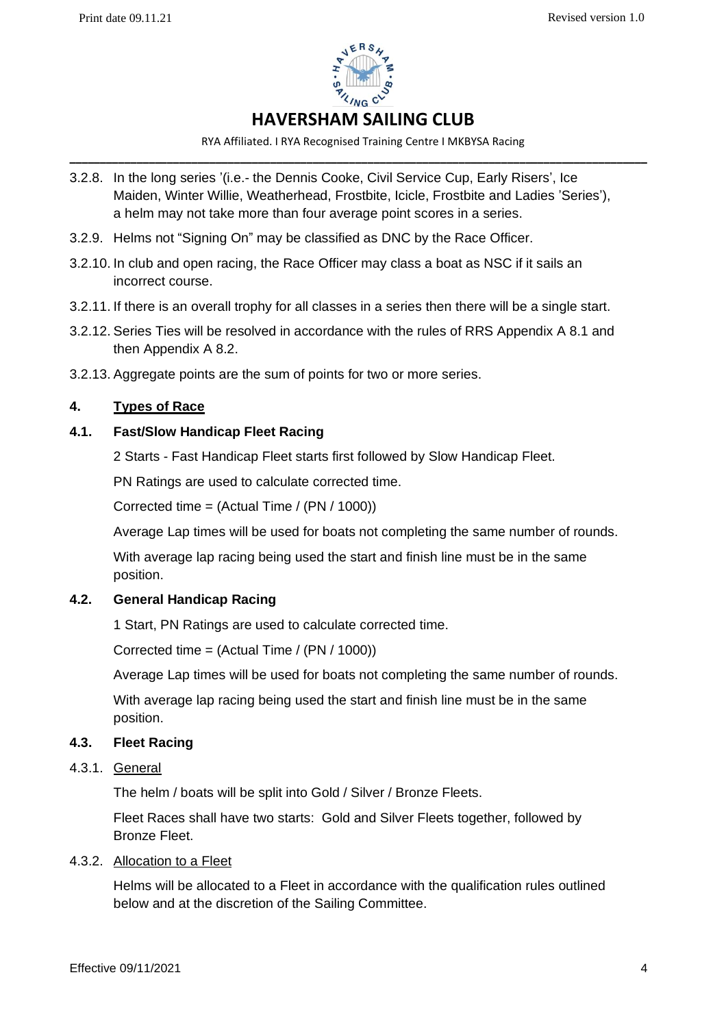3.2.8. In the long series '(i.e.- the Dennis Cooke, Civil Service Cup, Early Risers', Ice Maiden, Winter Willie, Weatherhead, Frostbite, Icicle, Frostbite and Ladies 'Series'), a helm may not take more than four average point scores in a series.

3.2.9. Helms not "Signing On" may be classified as DNC by the Race Officer.

3.2.10. In club and open racing, the Race Officer may class a boat as NSC if it sails an incorrect course.

3.2.11. If there is an overall trophy for all classes in a series then there will be a single start.

3.2.12. Series Ties will be resolved in accordance with the rules of RRS Appendix A 8.1 and then Appendix A 8.2.

3.2.13. Aggregate points are the sum of points for two or more series.

## 4. Types of Race

### 4.1. Fast/Slow Handicap Fleet Racing

2 Starts - Fast Handicap Fleet starts first followed by Slow Handicap Fleet.

PN Ratings are used to calculate corrected time.

Corrected time = (Actual Time / (PN / 1000))

Average Lap times will be used for boats not completing the same number of rounds.

With average lap racing being used the start and finish line must be in the same position.

### 4.2. General Handicap Racing

1 Start, PN Ratings are used to calculate corrected time.

Corrected time = (Actual Time / (PN / 1000))

Average Lap times will be used for boats not completing the same number of rounds.

With average lap racing being used the start and finish line must be in the same position.

### 4.3. Fleet Racing

4.3.1. General

The helm / boats will be split into Gold / Silver / Bronze Fleets.

Fleet Races shall have two starts: Gold and Silver Fleets together, followed by Bronze Fleet.

4.3.2. Allocation to a Fleet

Helms will be allocated to a Fleet in accordance with the qualification rules outlined below and at the discretion of the Sailing Committee.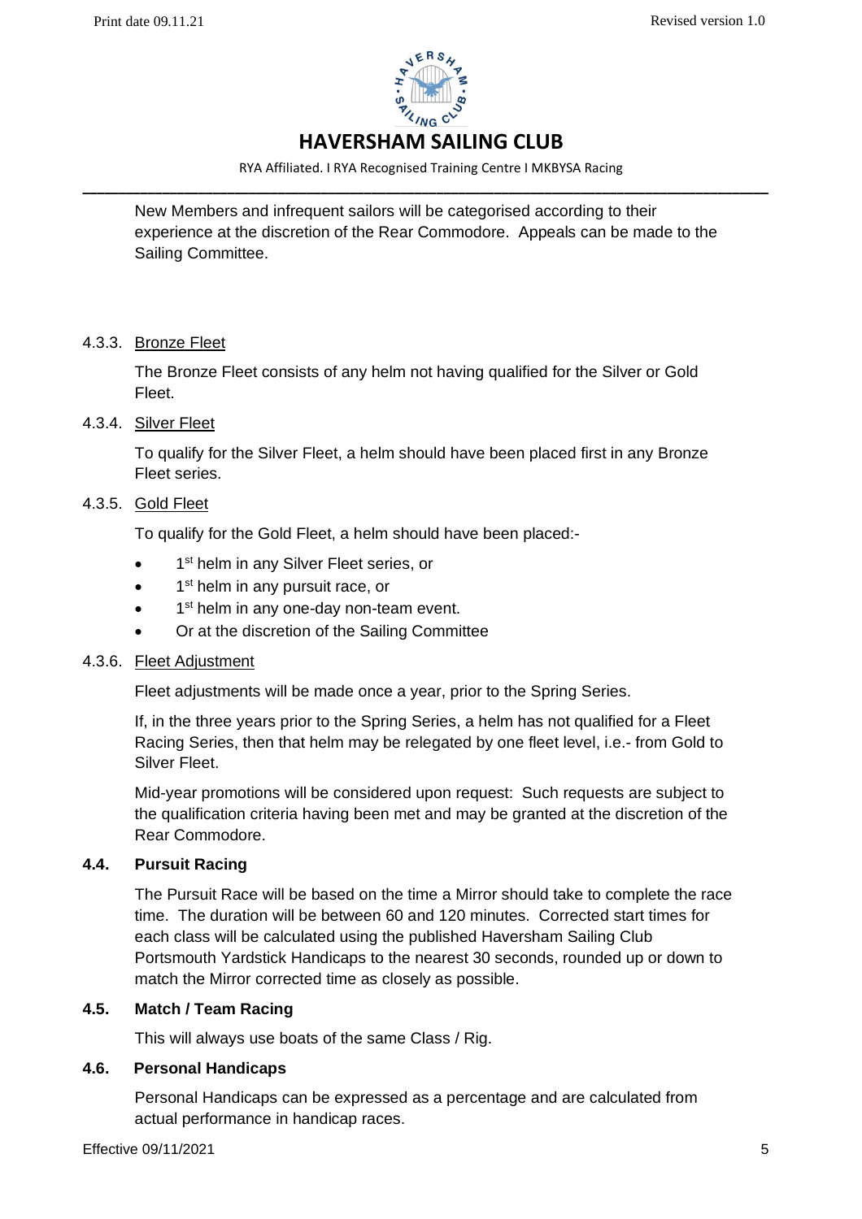New Members and infrequent sailors will be categorised according to their experience at the discretion of the Rear Commodore. Appeals can be made to the Sailing Committee.

#### 4.3.3. Bronze Fleet

The Bronze Fleet consists of any helm not having qualified for the Silver or Gold Fleet.

#### 4.3.4. Silver Fleet

To qualify for the Silver Fleet, a helm should have been placed first in any Bronze Fleet series.

#### 4.3.5. Gold Fleet

To qualify for the Gold Fleet, a helm should have been placed:-

- 1st helm in any Silver Fleet series, or
- 1st helm in any pursuit race, or
- 1st helm in any one-day non-team event.
- Or at the discretion of the Sailing Committee

#### 4.3.6. Fleet Adjustment

Fleet adjustments will be made once a year, prior to the Spring Series.

If, in the three years prior to the Spring Series, a helm has not qualified for a Fleet Racing Series, then that helm may be relegated by one fleet level, i.e.- from Gold to Silver Fleet.

Mid-year promotions will be considered upon request: Such requests are subject to the qualification criteria having been met and may be granted at the discretion of the Rear Commodore.

### 4.4. Pursuit Racing

The Pursuit Race will be based on the time a Mirror should take to complete the race time. The duration will be between 60 and 120 minutes. Corrected start times for each class will be calculated using the published Haversham Sailing Club Portsmouth Yardstick Handicaps to the nearest 30 seconds, rounded up or down to match the Mirror corrected time as closely as possible.

### 4.5. Match / Team Racing

This will always use boats of the same Class / Rig.

### 4.6. Personal Handicaps

Personal Handicaps can be expressed as a percentage and are calculated from actual performance in handicap races.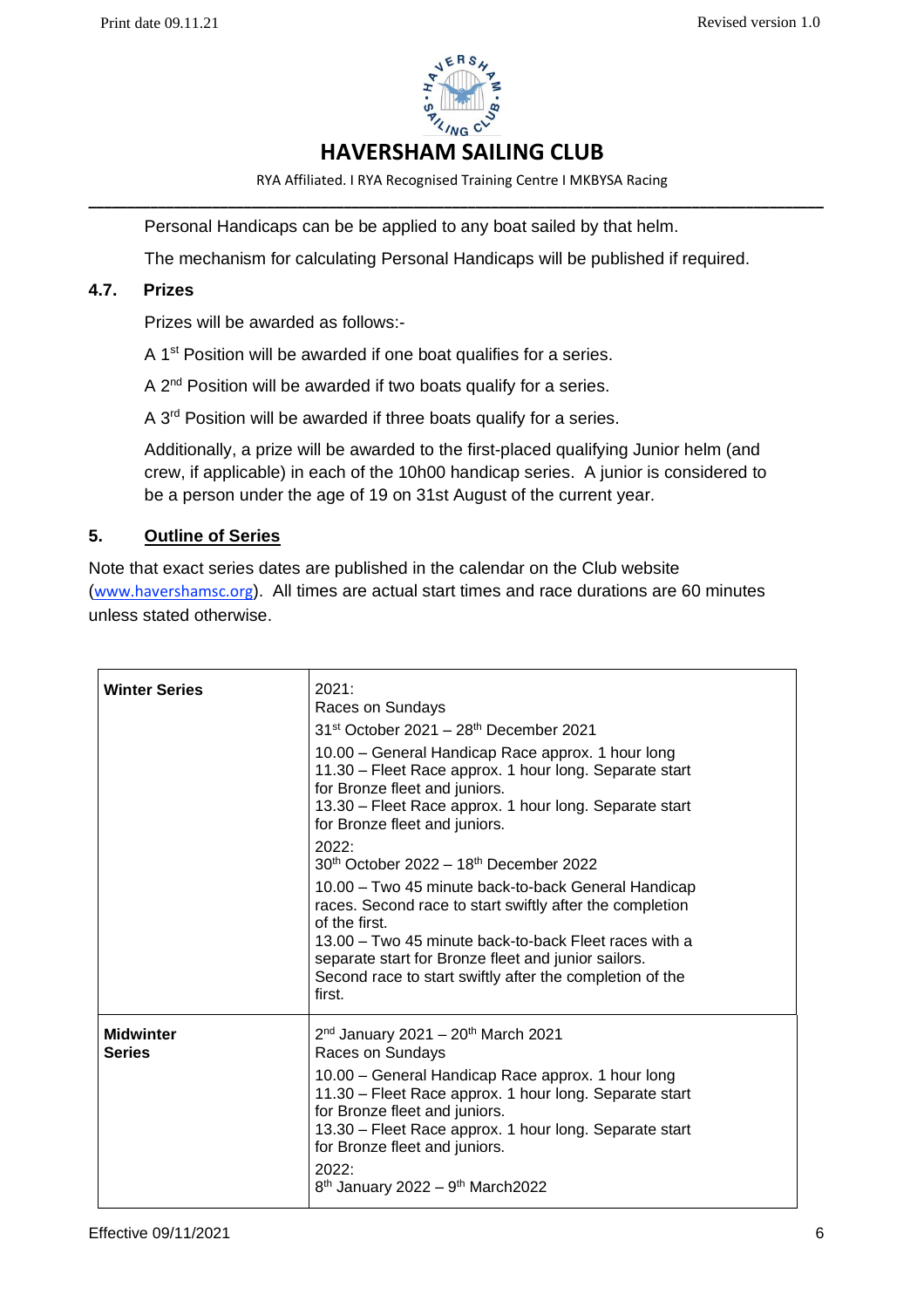Personal Handicaps can be be applied to any boat sailed by that helm.

The mechanism for calculating Personal Handicaps will be published if required.

### 4.7. Prizes

Prizes will be awarded as follows:-

A 1st Position will be awarded if one boat qualifies for a series.

A 2nd Position will be awarded if two boats qualify for a series.

A 3rd Position will be awarded if three boats qualify for a series.

Additionally, a prize will be awarded to the first-placed qualifying Junior helm (and crew, if applicable) in each of the 10h00 handicap series. A junior is considered to be a person under the age of 19 on 31st August of the current year.

## 5. Outline of Series

Note that exact series dates are published in the calendar on the Club website (www.havershamsc.org). All times are actual start times and race durations are 60 minutes unless stated otherwise.

| | |
|---|---|
| **Winter Series** | 2021:<br>Races on Sundays<br>31st October 2021 – 28th December 2021<br>10.00 – General Handicap Race approx. 1 hour long<br>11.30 – Fleet Race approx. 1 hour long. Separate start for Bronze fleet and juniors.<br>13.30 – Fleet Race approx. 1 hour long. Separate start for Bronze fleet and juniors.<br>2022:<br>30th October 2022 – 18th December 2022<br>10.00 – Two 45 minute back-to-back General Handicap races. Second race to start swiftly after the completion of the first.<br>13.00 – Two 45 minute back-to-back Fleet races with a separate start for Bronze fleet and junior sailors. Second race to start swiftly after the completion of the first. |
| **Midwinter Series** | 2nd January 2021 – 20th March 2021<br>Races on Sundays<br>10.00 – General Handicap Race approx. 1 hour long<br>11.30 – Fleet Race approx. 1 hour long. Separate start for Bronze fleet and juniors.<br>13.30 – Fleet Race approx. 1 hour long. Separate start for Bronze fleet and juniors.<br>2022:<br>8th January 2022 – 9th March2022 |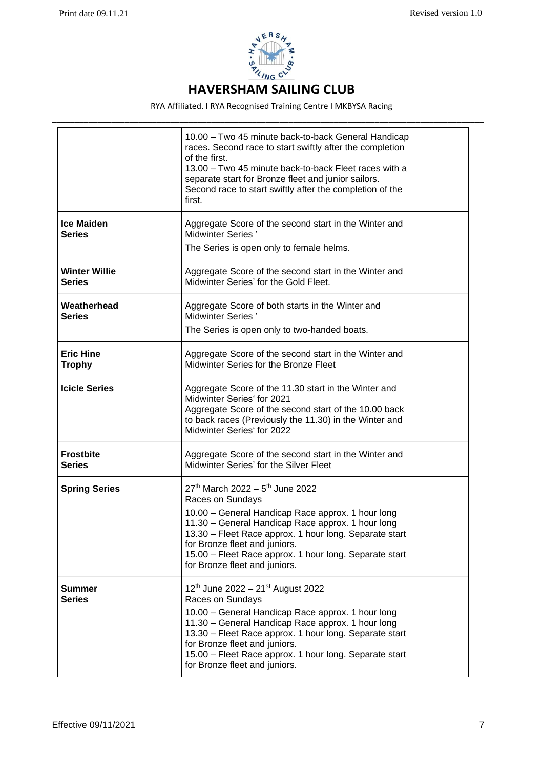# HAVERSHAM SAILING CLUB

RYA Affiliated. I RYA Recognised Training Centre I MKBYSA Racing

| | |
|---|---|
| | 10.00 – Two 45 minute back-to-back General Handicap races. Second race to start swiftly after the completion of the first.<br>13.00 – Two 45 minute back-to-back Fleet races with a separate start for Bronze fleet and junior sailors. Second race to start swiftly after the completion of the first. |
| **Ice Maiden Series** | Aggregate Score of the second start in the Winter and Midwinter Series '<br>The Series is open only to female helms. |
| **Winter Willie Series** | Aggregate Score of the second start in the Winter and Midwinter Series' for the Gold Fleet. |
| **Weatherhead Series** | Aggregate Score of both starts in the Winter and Midwinter Series '<br>The Series is open only to two-handed boats. |
| **Eric Hine Trophy** | Aggregate Score of the second start in the Winter and Midwinter Series for the Bronze Fleet |
| **Icicle Series** | Aggregate Score of the 11.30 start in the Winter and Midwinter Series' for 2021<br>Aggregate Score of the second start of the 10.00 back to back races (Previously the 11.30) in the Winter and Midwinter Series' for 2022 |
| **Frostbite Series** | Aggregate Score of the second start in the Winter and Midwinter Series' for the Silver Fleet |
| **Spring Series** | 27th March 2022 – 5th June 2022<br>Races on Sundays<br>10.00 – General Handicap Race approx. 1 hour long<br>11.30 – General Handicap Race approx. 1 hour long<br>13.30 – Fleet Race approx. 1 hour long. Separate start for Bronze fleet and juniors.<br>15.00 – Fleet Race approx. 1 hour long. Separate start for Bronze fleet and juniors. |
| **Summer Series** | 12th June 2022 – 21st August 2022<br>Races on Sundays<br>10.00 – General Handicap Race approx. 1 hour long<br>11.30 – General Handicap Race approx. 1 hour long<br>13.30 – Fleet Race approx. 1 hour long. Separate start for Bronze fleet and juniors.<br>15.00 – Fleet Race approx. 1 hour long. Separate start for Bronze fleet and juniors. |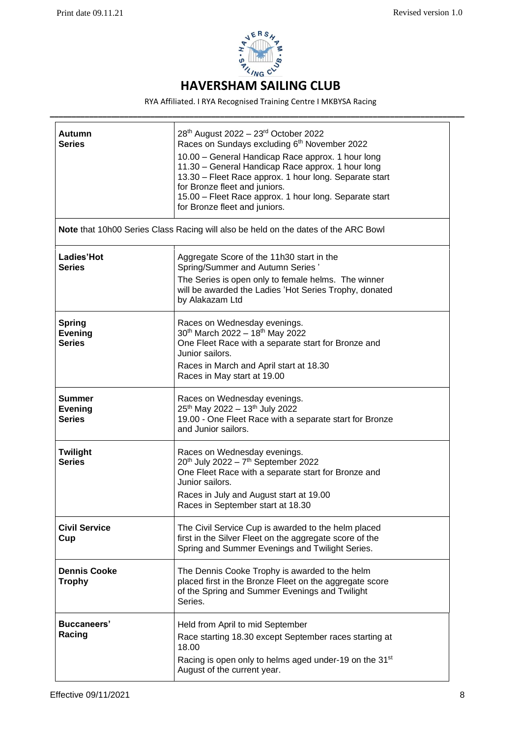# HAVERSHAM SAILING CLUB

RYA Affiliated. I RYA Recognised Training Centre I MKBYSA Racing

| | |
|---|---|
| **Autumn Series** | 28th August 2022 – 23rd October 2022<br>Races on Sundays excluding 6th November 2022<br>10.00 – General Handicap Race approx. 1 hour long<br>11.30 – General Handicap Race approx. 1 hour long<br>13.30 – Fleet Race approx. 1 hour long. Separate start for Bronze fleet and juniors.<br>15.00 – Fleet Race approx. 1 hour long. Separate start for Bronze fleet and juniors. |
| **Note** that 10h00 Series Class Racing will also be held on the dates of the ARC Bowl | |
| **Ladies'Hot Series** | Aggregate Score of the 11h30 start in the Spring/Summer and Autumn Series '<br>The Series is open only to female helms. The winner will be awarded the Ladies 'Hot Series Trophy, donated by Alakazam Ltd |
| **Spring Evening Series** | Races on Wednesday evenings.<br>30th March 2022 – 18th May 2022<br>One Fleet Race with a separate start for Bronze and Junior sailors.<br>Races in March and April start at 18.30<br>Races in May start at 19.00 |
| **Summer Evening Series** | Races on Wednesday evenings.<br>25th May 2022 – 13th July 2022<br>19.00 - One Fleet Race with a separate start for Bronze and Junior sailors. |
| **Twilight Series** | Races on Wednesday evenings.<br>20th July 2022 – 7th September 2022<br>One Fleet Race with a separate start for Bronze and Junior sailors.<br>Races in July and August start at 19.00<br>Races in September start at 18.30 |
| **Civil Service Cup** | The Civil Service Cup is awarded to the helm placed first in the Silver Fleet on the aggregate score of the Spring and Summer Evenings and Twilight Series. |
| **Dennis Cooke Trophy** | The Dennis Cooke Trophy is awarded to the helm placed first in the Bronze Fleet on the aggregate score of the Spring and Summer Evenings and Twilight Series. |
| **Buccaneers' Racing** | Held from April to mid September<br>Race starting 18.30 except September races starting at 18.00<br>Racing is open only to helms aged under-19 on the 31st August of the current year. |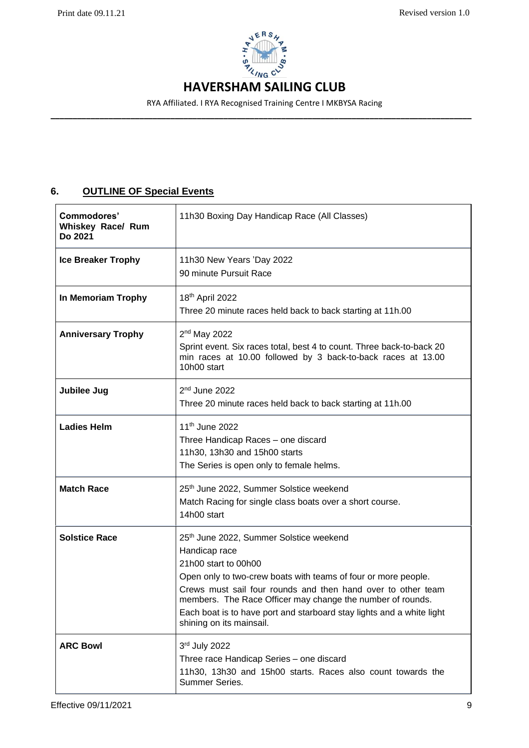## 6. OUTLINE OF Special Events

| Event | Details |
|---|---|
| **Commodores' Whiskey Race/ Rum Do 2021** | 11h30 Boxing Day Handicap Race (All Classes) |
| **Ice Breaker Trophy** | 11h30 New Years 'Day 2022<br>90 minute Pursuit Race |
| **In Memoriam Trophy** | 18th April 2022<br>Three 20 minute races held back to back starting at 11h.00 |
| **Anniversary Trophy** | 2nd May 2022<br>Sprint event. Six races total, best 4 to count. Three back-to-back 20 min races at 10.00 followed by 3 back-to-back races at 13.00 10h00 start |
| **Jubilee Jug** | 2nd June 2022<br>Three 20 minute races held back to back starting at 11h.00 |
| **Ladies Helm** | 11th June 2022<br>Three Handicap Races – one discard<br>11h30, 13h30 and 15h00 starts<br>The Series is open only to female helms. |
| **Match Race** | 25th June 2022, Summer Solstice weekend<br>Match Racing for single class boats over a short course.<br>14h00 start |
| **Solstice Race** | 25th June 2022, Summer Solstice weekend<br>Handicap race<br>21h00 start to 00h00<br>Open only to two-crew boats with teams of four or more people.<br>Crews must sail four rounds and then hand over to other team members. The Race Officer may change the number of rounds.<br>Each boat is to have port and starboard stay lights and a white light shining on its mainsail. |
| **ARC Bowl** | 3rd July 2022<br>Three race Handicap Series – one discard<br>11h30, 13h30 and 15h00 starts. Races also count towards the Summer Series. |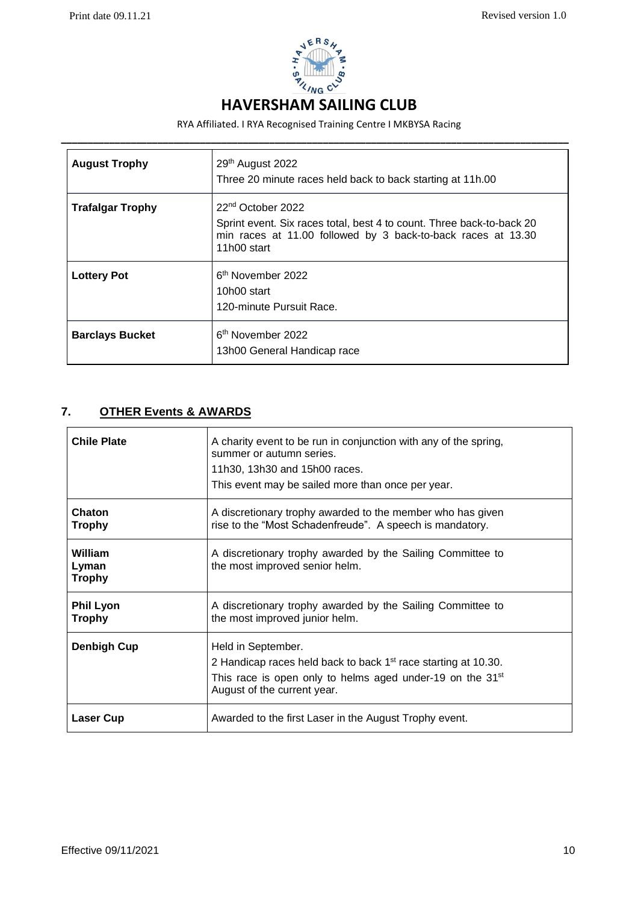| **August Trophy** | 29th August 2022<br>Three 20 minute races held back to back starting at 11h.00 |
|---|---|
| **Trafalgar Trophy** | 22nd October 2022<br>Sprint event. Six races total, best 4 to count. Three back-to-back 20 min races at 11.00 followed by 3 back-to-back races at 13.30 11h00 start |
| **Lottery Pot** | 6th November 2022<br>10h00 start<br>120-minute Pursuit Race. |
| **Barclays Bucket** | 6th November 2022<br>13h00 General Handicap race |

## 7. OTHER Events & AWARDS

| **Chile Plate** | A charity event to be run in conjunction with any of the spring, summer or autumn series.<br>11h30, 13h30 and 15h00 races.<br>This event may be sailed more than once per year. |
|---|---|
| **Chaton Trophy** | A discretionary trophy awarded to the member who has given rise to the "Most Schadenfreude". A speech is mandatory. |
| **William Lyman Trophy** | A discretionary trophy awarded by the Sailing Committee to the most improved senior helm. |
| **Phil Lyon Trophy** | A discretionary trophy awarded by the Sailing Committee to the most improved junior helm. |
| **Denbigh Cup** | Held in September.<br>2 Handicap races held back to back 1st race starting at 10.30.<br>This race is open only to helms aged under-19 on the 31st August of the current year. |
| **Laser Cup** | Awarded to the first Laser in the August Trophy event. |